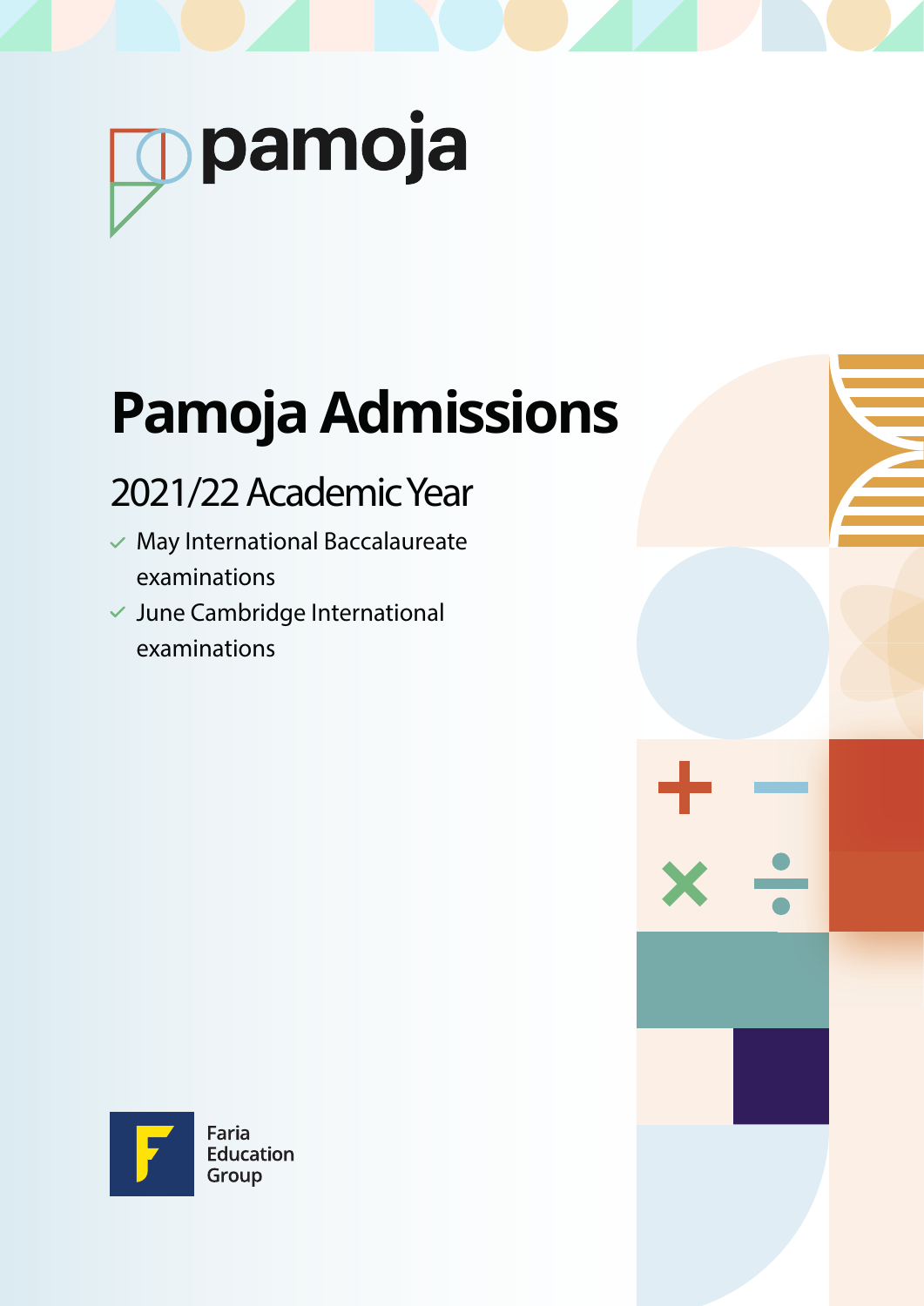pamoja

# Pamoja Admissions

## 2021/22 Academic Year

- May International Baccalaureate examinations
- June Cambridge International examinations

Faria Education Group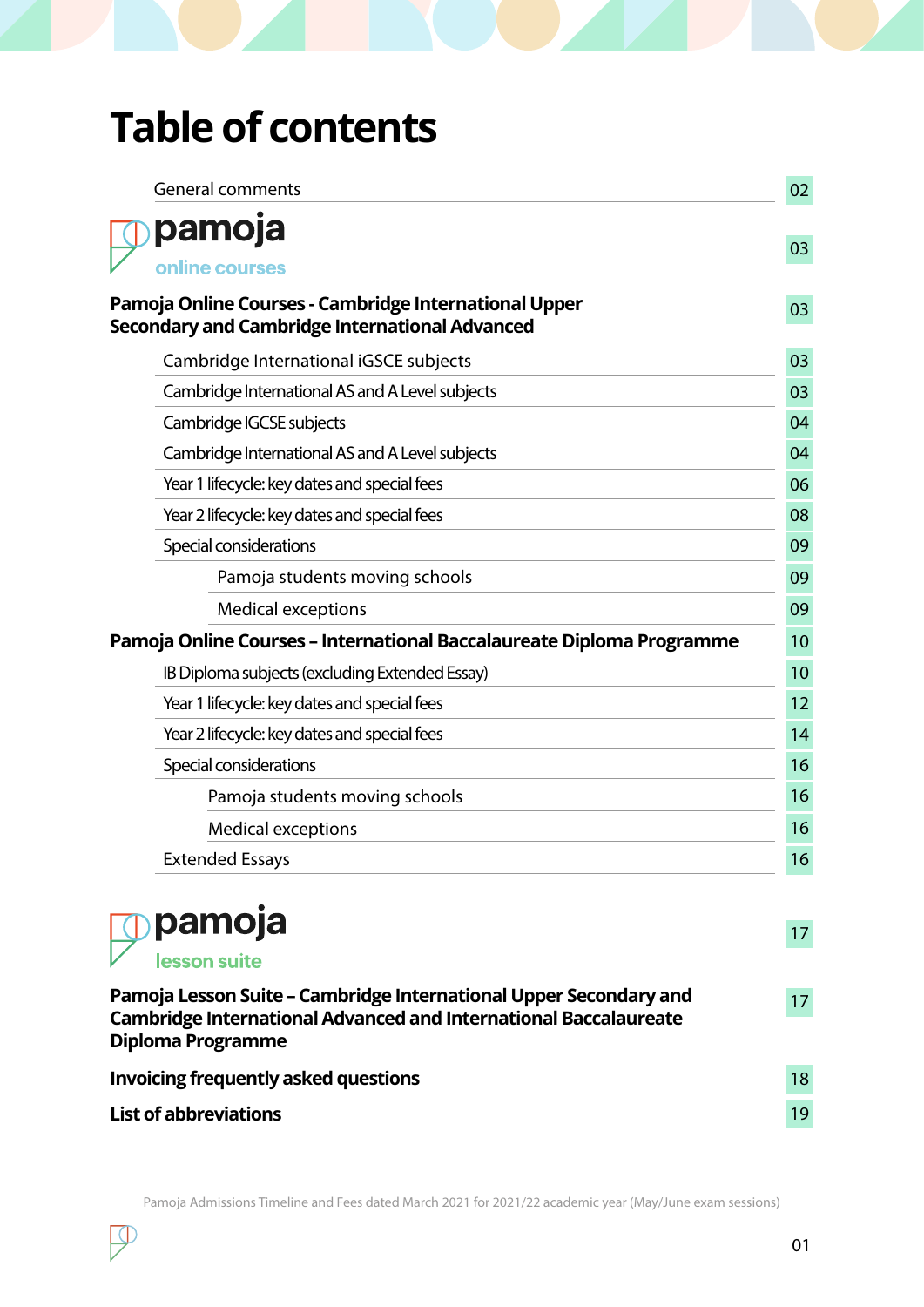# Table of contents

| | |
|---|---|
| General comments | 02 |
| **pamoja** online courses | 03 |
| **Pamoja Online Courses - Cambridge International Upper Secondary and Cambridge International Advanced** | 03 |
| Cambridge International iGSCE subjects | 03 |
| Cambridge International AS and A Level subjects | 03 |
| Cambridge IGCSE subjects | 04 |
| Cambridge International AS and A Level subjects | 04 |
| Year 1 lifecycle: key dates and special fees | 06 |
| Year 2 lifecycle: key dates and special fees | 08 |
| Special considerations | 09 |
| Pamoja students moving schools | 09 |
| Medical exceptions | 09 |
| **Pamoja Online Courses – International Baccalaureate Diploma Programme** | 10 |
| IB Diploma subjects (excluding Extended Essay) | 10 |
| Year 1 lifecycle: key dates and special fees | 12 |
| Year 2 lifecycle: key dates and special fees | 14 |
| Special considerations | 16 |
| Pamoja students moving schools | 16 |
| Medical exceptions | 16 |
| Extended Essays | 16 |
| **pamoja** lesson suite | 17 |
| **Pamoja Lesson Suite – Cambridge International Upper Secondary and Cambridge International Advanced and International Baccalaureate Diploma Programme** | 17 |
| **Invoicing frequently asked questions** | 18 |
| **List of abbreviations** | 19 |

Pamoja Admissions Timeline and Fees dated March 2021 for 2021/22 academic year (May/June exam sessions)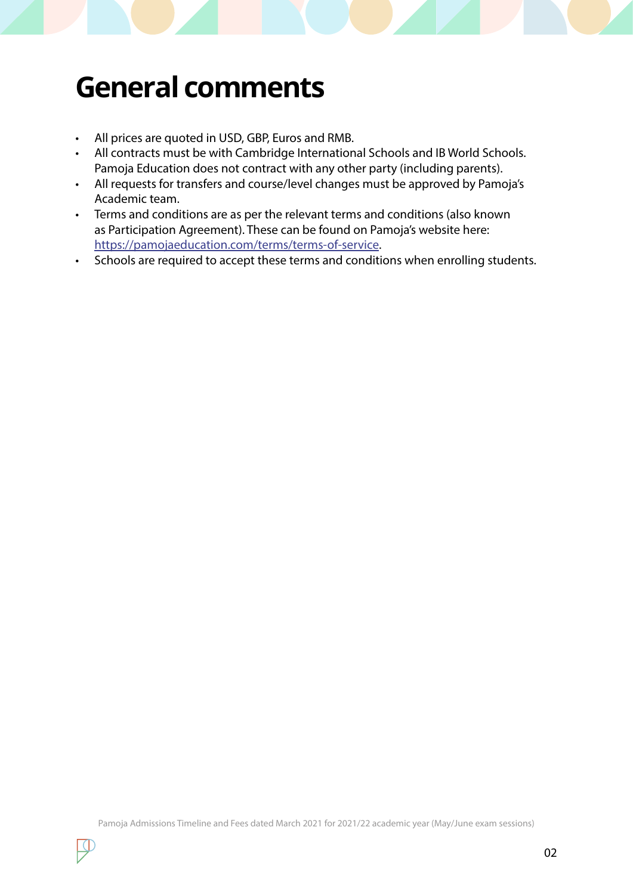# General comments

- All prices are quoted in USD, GBP, Euros and RMB.
- All contracts must be with Cambridge International Schools and IB World Schools. Pamoja Education does not contract with any other party (including parents).
- All requests for transfers and course/level changes must be approved by Pamoja's Academic team.
- Terms and conditions are as per the relevant terms and conditions (also known as Participation Agreement). These can be found on Pamoja's website here: https://pamojaeducation.com/terms/terms-of-service.
- Schools are required to accept these terms and conditions when enrolling students.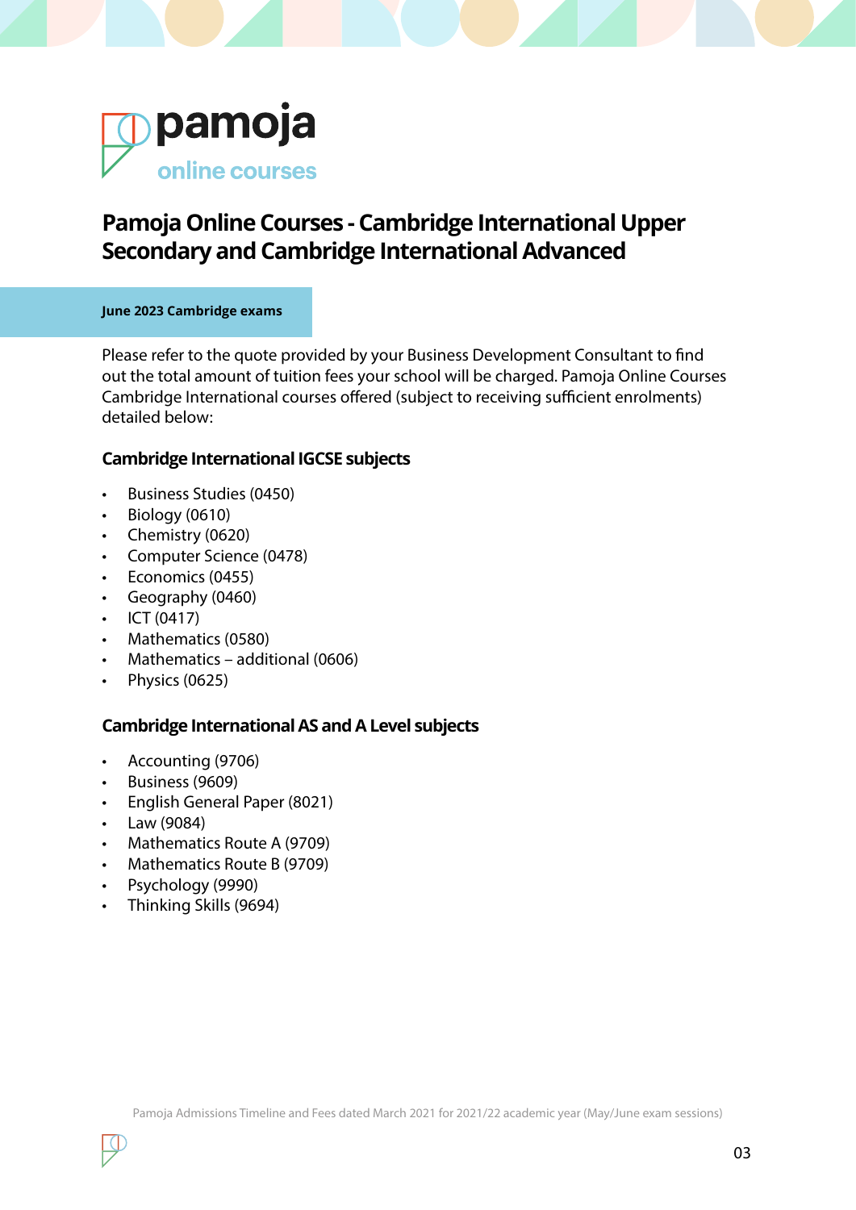pamoja

online courses

# Pamoja Online Courses - Cambridge International Upper Secondary and Cambridge International Advanced

**June 2023 Cambridge exams**

Please refer to the quote provided by your Business Development Consultant to find out the total amount of tuition fees your school will be charged. Pamoja Online Courses Cambridge International courses offered (subject to receiving sufficient enrolments) detailed below:

### Cambridge International IGCSE subjects

- Business Studies (0450)
- Biology (0610)
- Chemistry (0620)
- Computer Science (0478)
- Economics (0455)
- Geography (0460)
- ICT (0417)
- Mathematics (0580)
- Mathematics – additional (0606)
- Physics (0625)

### Cambridge International AS and A Level subjects

- Accounting (9706)
- Business (9609)
- English General Paper (8021)
- Law (9084)
- Mathematics Route A (9709)
- Mathematics Route B (9709)
- Psychology (9990)
- Thinking Skills (9694)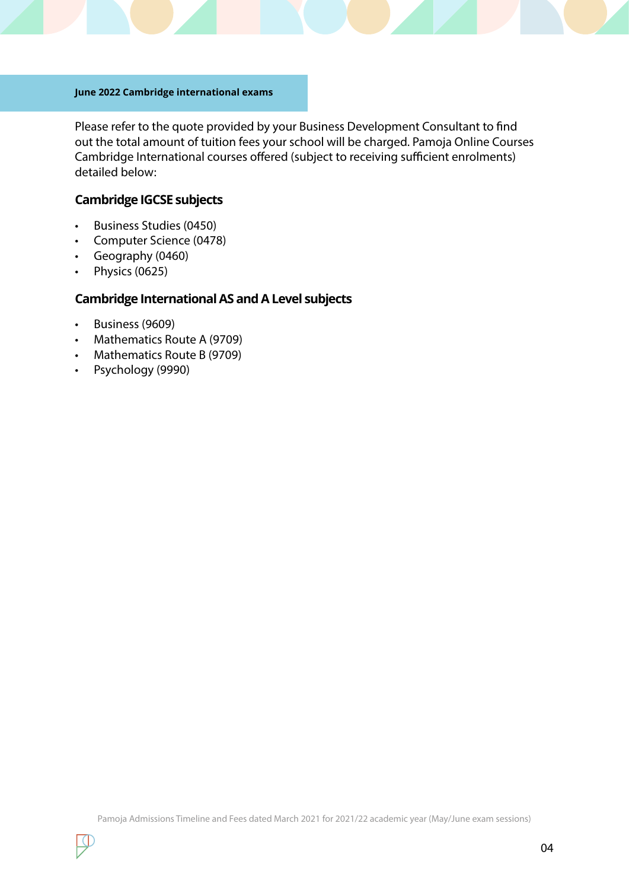## June 2022 Cambridge international exams

Please refer to the quote provided by your Business Development Consultant to find out the total amount of tuition fees your school will be charged. Pamoja Online Courses Cambridge International courses offered (subject to receiving sufficient enrolments) detailed below:

### Cambridge IGCSE subjects

- Business Studies (0450)
- Computer Science (0478)
- Geography (0460)
- Physics (0625)

### Cambridge International AS and A Level subjects

- Business (9609)
- Mathematics Route A (9709)
- Mathematics Route B (9709)
- Psychology (9990)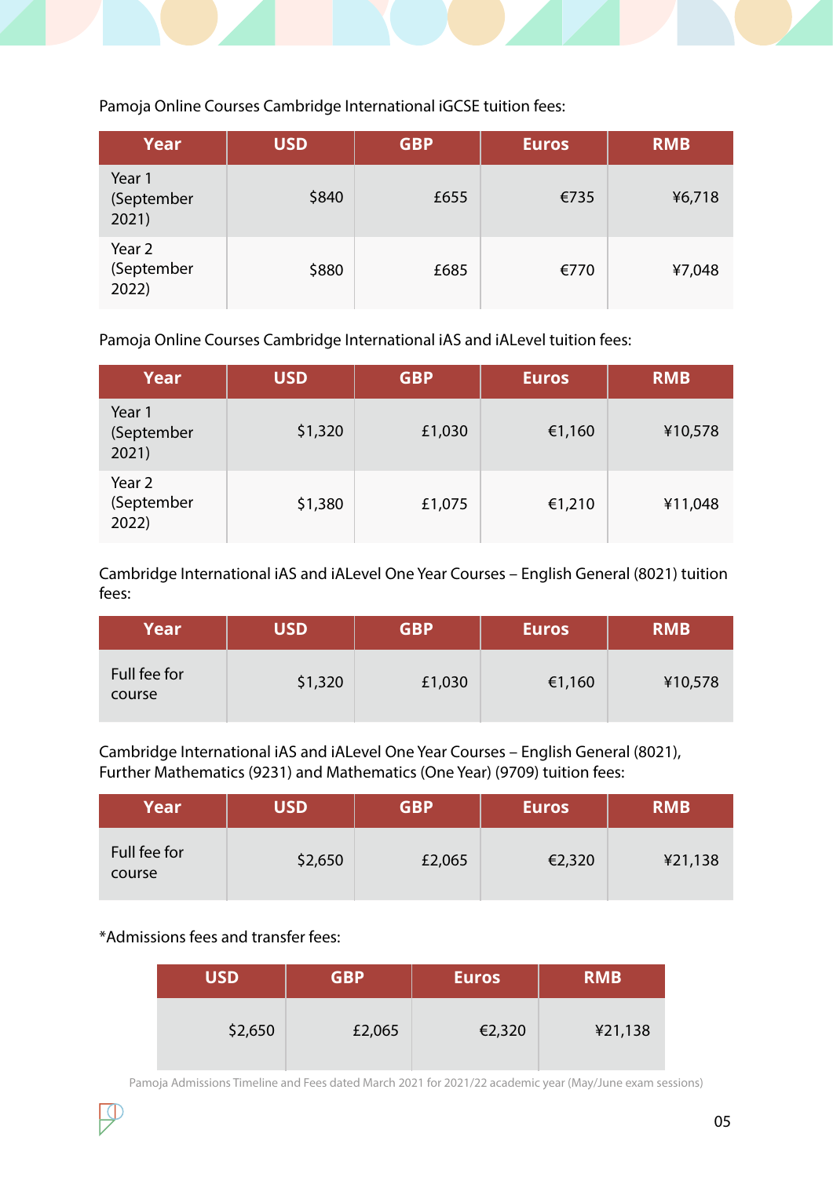Pamoja Online Courses Cambridge International iGCSE tuition fees:

| Year | USD | GBP | Euros | RMB |
|---|---|---|---|---|
| Year 1 (September 2021) | $840 | £655 | €735 | ¥6,718 |
| Year 2 (September 2022) | $880 | £685 | €770 | ¥7,048 |

Pamoja Online Courses Cambridge International iAS and iALevel tuition fees:

| Year | USD | GBP | Euros | RMB |
|---|---|---|---|---|
| Year 1 (September 2021) | $1,320 | £1,030 | €1,160 | ¥10,578 |
| Year 2 (September 2022) | $1,380 | £1,075 | €1,210 | ¥11,048 |

Cambridge International iAS and iALevel One Year Courses – English General (8021) tuition fees:

| Year | USD | GBP | Euros | RMB |
|---|---|---|---|---|
| Full fee for course | $1,320 | £1,030 | €1,160 | ¥10,578 |

Cambridge International iAS and iALevel One Year Courses – English General (8021), Further Mathematics (9231) and Mathematics (One Year) (9709) tuition fees:

| Year | USD | GBP | Euros | RMB |
|---|---|---|---|---|
| Full fee for course | $2,650 | £2,065 | €2,320 | ¥21,138 |

*Admissions fees and transfer fees:

| USD | GBP | Euros | RMB |
|---|---|---|---|
| $2,650 | £2,065 | €2,320 | ¥21,138 |

Pamoja Admissions Timeline and Fees dated March 2021 for 2021/22 academic year (May/June exam sessions)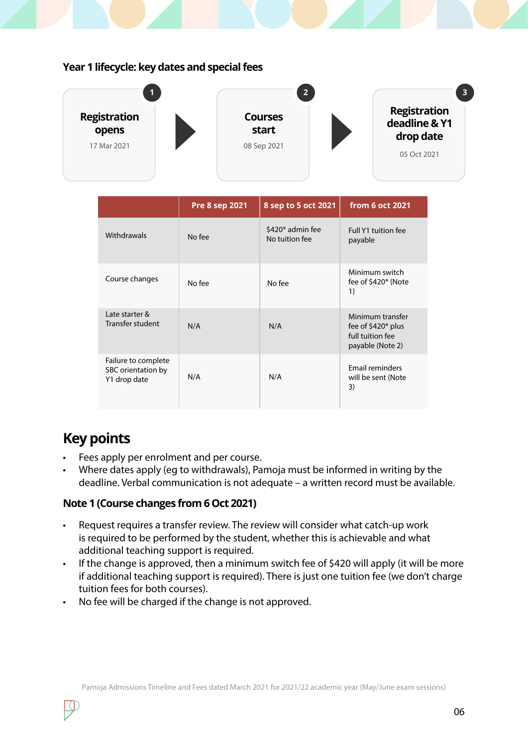### Year 1 lifecycle: key dates and special fees

1. **Registration opens** — 17 Mar 2021
2. **Courses start** — 08 Sep 2021
3. **Registration deadline & Y1 drop date** — 05 Oct 2021

| | Pre 8 sep 2021 | 8 sep to 5 oct 2021 | from 6 oct 2021 |
|---|---|---|---|
| Withdrawals | No fee | $420* admin fee<br>No tuition fee | Full Y1 tuition fee payable |
| Course changes | No fee | No fee | Minimum switch fee of $420* (Note 1) |
| Late starter & Transfer student | N/A | N/A | Minimum transfer fee of $420* plus full tuition fee payable (Note 2) |
| Failure to complete SBC orientation by Y1 drop date | N/A | N/A | Email reminders will be sent (Note 3) |

## Key points

- Fees apply per enrolment and per course.
- Where dates apply (eg to withdrawals), Pamoja must be informed in writing by the deadline. Verbal communication is not adequate – a written record must be available.

### Note 1 (Course changes from 6 Oct 2021)

- Request requires a transfer review. The review will consider what catch-up work is required to be performed by the student, whether this is achievable and what additional teaching support is required.
- If the change is approved, then a minimum switch fee of $420 will apply (it will be more if additional teaching support is required). There is just one tuition fee (we don't charge tuition fees for both courses).
- No fee will be charged if the change is not approved.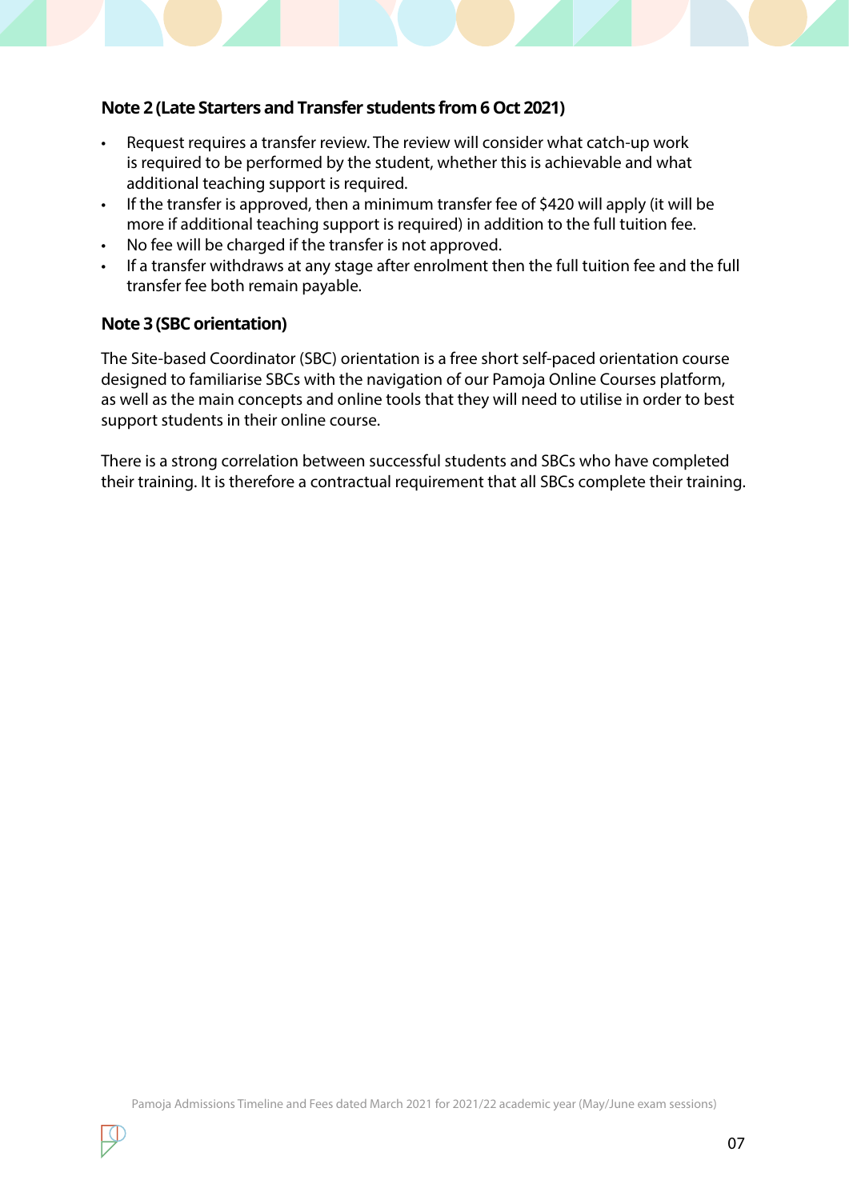### Note 2 (Late Starters and Transfer students from 6 Oct 2021)

- Request requires a transfer review. The review will consider what catch-up work is required to be performed by the student, whether this is achievable and what additional teaching support is required.
- If the transfer is approved, then a minimum transfer fee of $420 will apply (it will be more if additional teaching support is required) in addition to the full tuition fee.
- No fee will be charged if the transfer is not approved.
- If a transfer withdraws at any stage after enrolment then the full tuition fee and the full transfer fee both remain payable.

### Note 3 (SBC orientation)

The Site-based Coordinator (SBC) orientation is a free short self-paced orientation course designed to familiarise SBCs with the navigation of our Pamoja Online Courses platform, as well as the main concepts and online tools that they will need to utilise in order to best support students in their online course.

There is a strong correlation between successful students and SBCs who have completed their training. It is therefore a contractual requirement that all SBCs complete their training.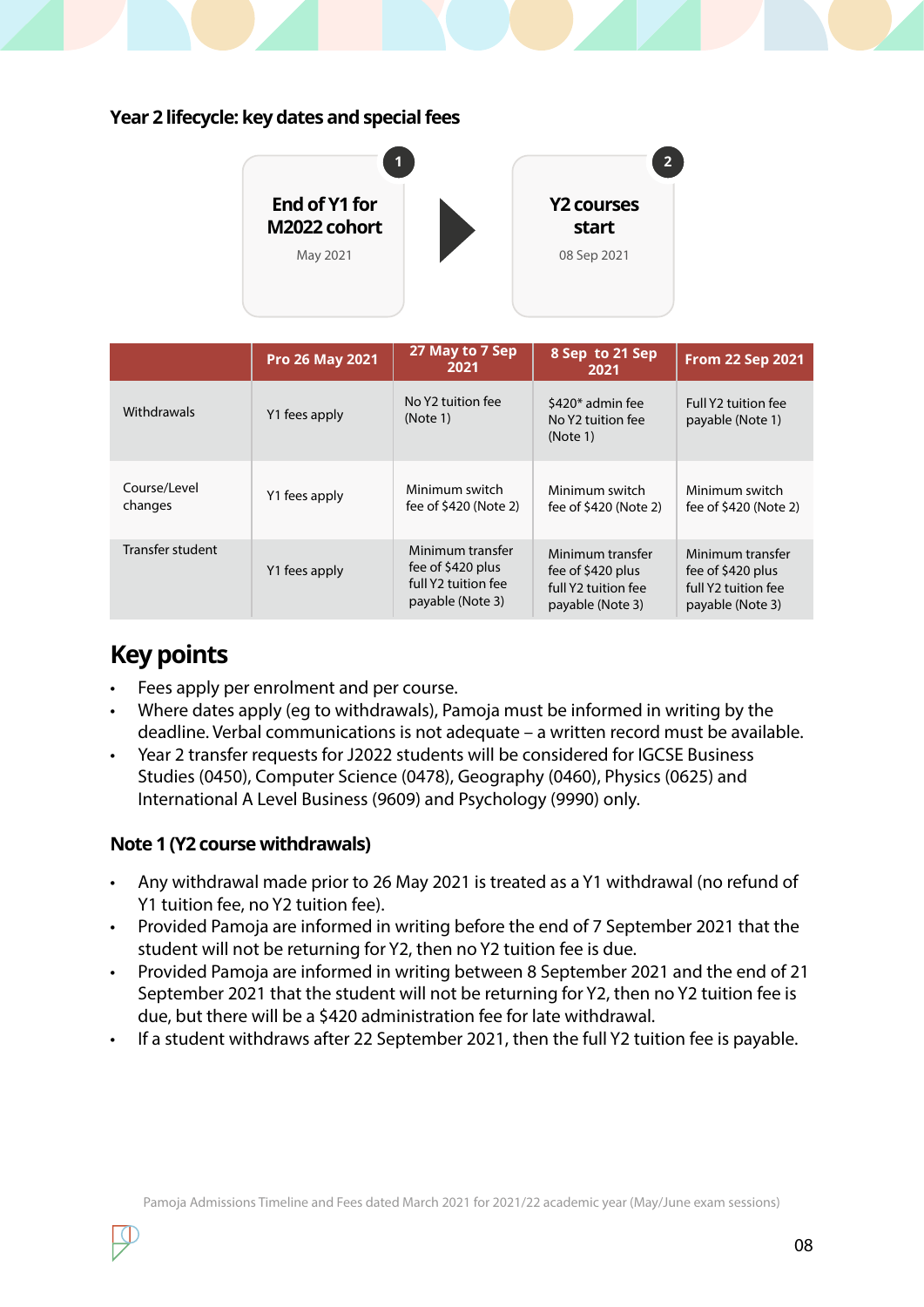### Year 2 lifecycle: key dates and special fees

1. **End of Y1 for M2022 cohort** — May 2021
2. **Y2 courses start** — 08 Sep 2021

| | Pro 26 May 2021 | 27 May to 7 Sep 2021 | 8 Sep to 21 Sep 2021 | From 22 Sep 2021 |
|---|---|---|---|---|
| Withdrawals | Y1 fees apply | No Y2 tuition fee (Note 1) | $420* admin fee No Y2 tuition fee (Note 1) | Full Y2 tuition fee payable (Note 1) |
| Course/Level changes | Y1 fees apply | Minimum switch fee of $420 (Note 2) | Minimum switch fee of $420 (Note 2) | Minimum switch fee of $420 (Note 2) |
| Transfer student | Y1 fees apply | Minimum transfer fee of $420 plus full Y2 tuition fee payable (Note 3) | Minimum transfer fee of $420 plus full Y2 tuition fee payable (Note 3) | Minimum transfer fee of $420 plus full Y2 tuition fee payable (Note 3) |

## Key points

- Fees apply per enrolment and per course.
- Where dates apply (eg to withdrawals), Pamoja must be informed in writing by the deadline. Verbal communications is not adequate – a written record must be available.
- Year 2 transfer requests for J2022 students will be considered for IGCSE Business Studies (0450), Computer Science (0478), Geography (0460), Physics (0625) and International A Level Business (9609) and Psychology (9990) only.

### Note 1 (Y2 course withdrawals)

- Any withdrawal made prior to 26 May 2021 is treated as a Y1 withdrawal (no refund of Y1 tuition fee, no Y2 tuition fee).
- Provided Pamoja are informed in writing before the end of 7 September 2021 that the student will not be returning for Y2, then no Y2 tuition fee is due.
- Provided Pamoja are informed in writing between 8 September 2021 and the end of 21 September 2021 that the student will not be returning for Y2, then no Y2 tuition fee is due, but there will be a $420 administration fee for late withdrawal.
- If a student withdraws after 22 September 2021, then the full Y2 tuition fee is payable.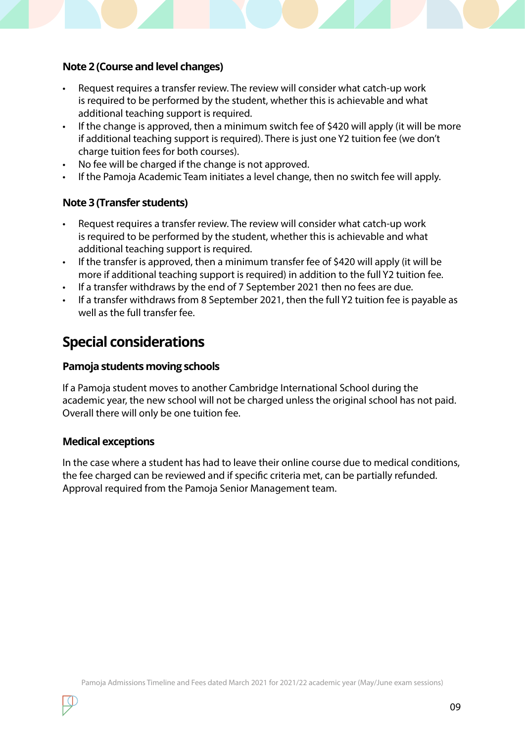### Note 2 (Course and level changes)

- Request requires a transfer review. The review will consider what catch-up work is required to be performed by the student, whether this is achievable and what additional teaching support is required.
- If the change is approved, then a minimum switch fee of $420 will apply (it will be more if additional teaching support is required). There is just one Y2 tuition fee (we don't charge tuition fees for both courses).
- No fee will be charged if the change is not approved.
- If the Pamoja Academic Team initiates a level change, then no switch fee will apply.

### Note 3 (Transfer students)

- Request requires a transfer review. The review will consider what catch-up work is required to be performed by the student, whether this is achievable and what additional teaching support is required.
- If the transfer is approved, then a minimum transfer fee of $420 will apply (it will be more if additional teaching support is required) in addition to the full Y2 tuition fee.
- If a transfer withdraws by the end of 7 September 2021 then no fees are due.
- If a transfer withdraws from 8 September 2021, then the full Y2 tuition fee is payable as well as the full transfer fee.

## Special considerations

### Pamoja students moving schools

If a Pamoja student moves to another Cambridge International School during the academic year, the new school will not be charged unless the original school has not paid. Overall there will only be one tuition fee.

### Medical exceptions

In the case where a student has had to leave their online course due to medical conditions, the fee charged can be reviewed and if specific criteria met, can be partially refunded. Approval required from the Pamoja Senior Management team.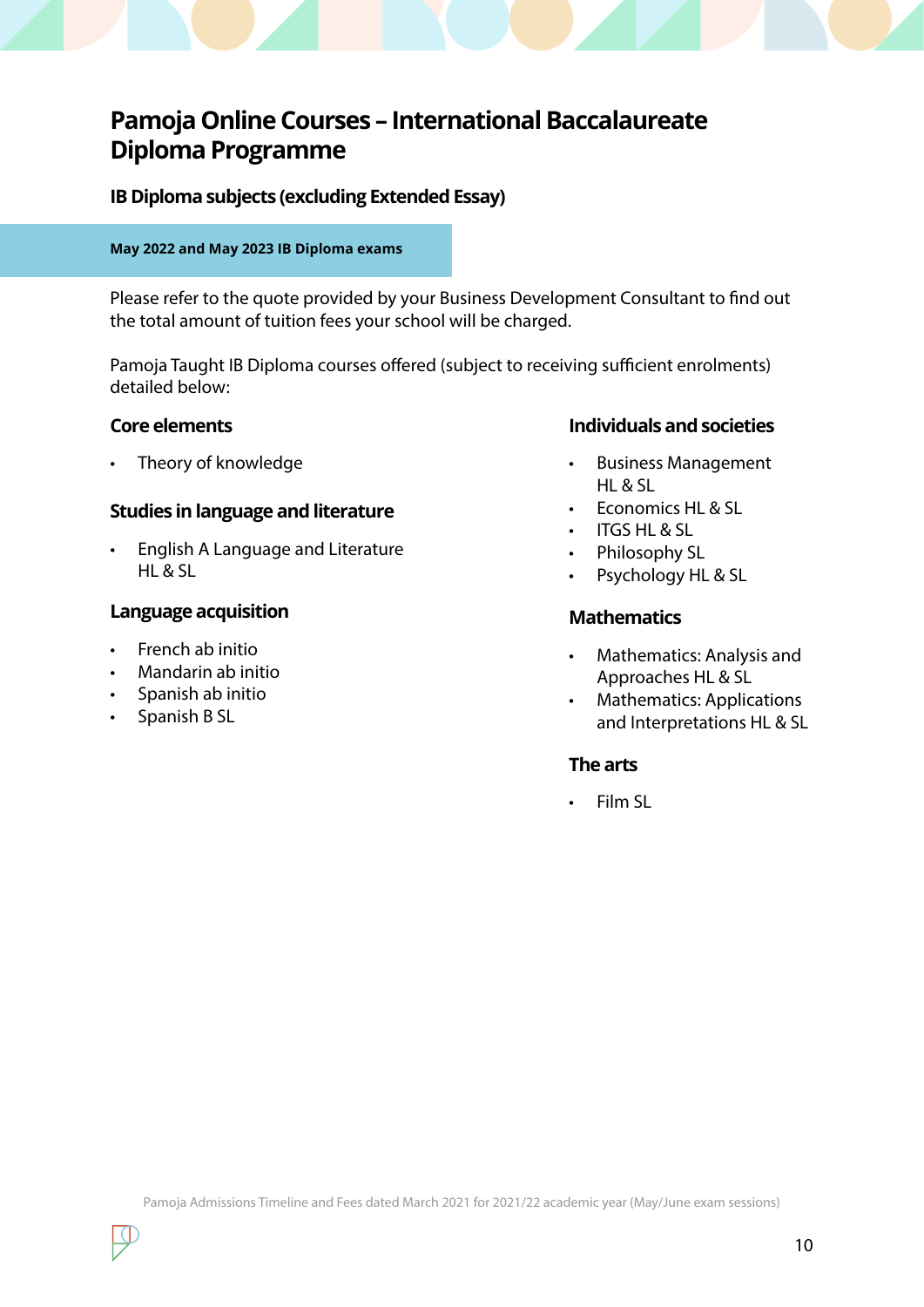# Pamoja Online Courses – International Baccalaureate Diploma Programme

## IB Diploma subjects (excluding Extended Essay)

**May 2022 and May 2023 IB Diploma exams**

Please refer to the quote provided by your Business Development Consultant to find out the total amount of tuition fees your school will be charged.

Pamoja Taught IB Diploma courses offered (subject to receiving sufficient enrolments) detailed below:

### Core elements

- Theory of knowledge

### Studies in language and literature

- English A Language and Literature HL & SL

### Language acquisition

- French ab initio
- Mandarin ab initio
- Spanish ab initio
- Spanish B SL

### Individuals and societies

- Business Management HL & SL
- Economics HL & SL
- ITGS HL & SL
- Philosophy SL
- Psychology HL & SL

### Mathematics

- Mathematics: Analysis and Approaches HL & SL
- Mathematics: Applications and Interpretations HL & SL

### The arts

- Film SL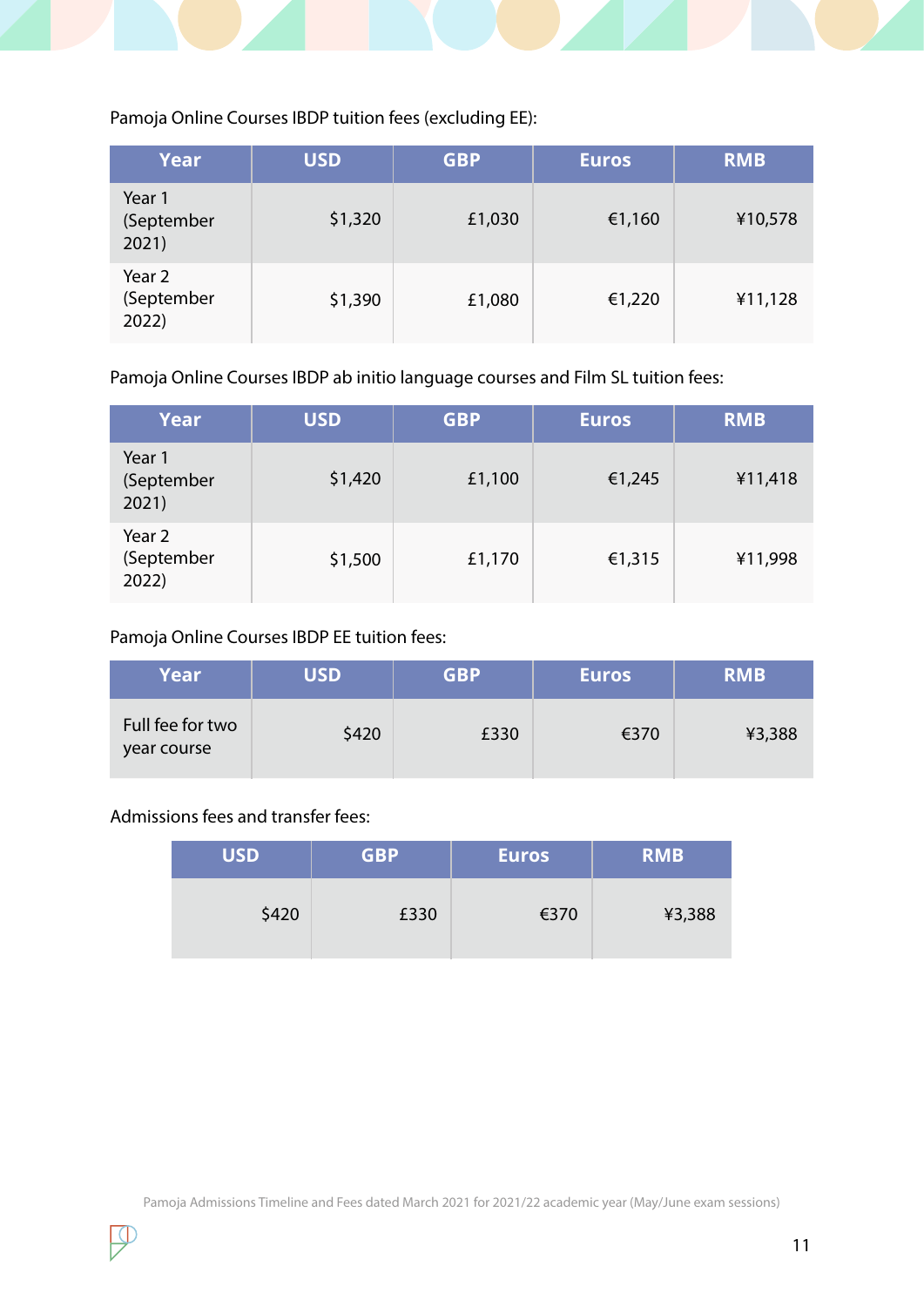Pamoja Online Courses IBDP tuition fees (excluding EE):

| Year | USD | GBP | Euros | RMB |
|---|---|---|---|---|
| Year 1 (September 2021) | $1,320 | £1,030 | €1,160 | ¥10,578 |
| Year 2 (September 2022) | $1,390 | £1,080 | €1,220 | ¥11,128 |

Pamoja Online Courses IBDP ab initio language courses and Film SL tuition fees:

| Year | USD | GBP | Euros | RMB |
|---|---|---|---|---|
| Year 1 (September 2021) | $1,420 | £1,100 | €1,245 | ¥11,418 |
| Year 2 (September 2022) | $1,500 | £1,170 | €1,315 | ¥11,998 |

Pamoja Online Courses IBDP EE tuition fees:

| Year | USD | GBP | Euros | RMB |
|---|---|---|---|---|
| Full fee for two year course | $420 | £330 | €370 | ¥3,388 |

Admissions fees and transfer fees:

| USD | GBP | Euros | RMB |
|---|---|---|---|
| $420 | £330 | €370 | ¥3,388 |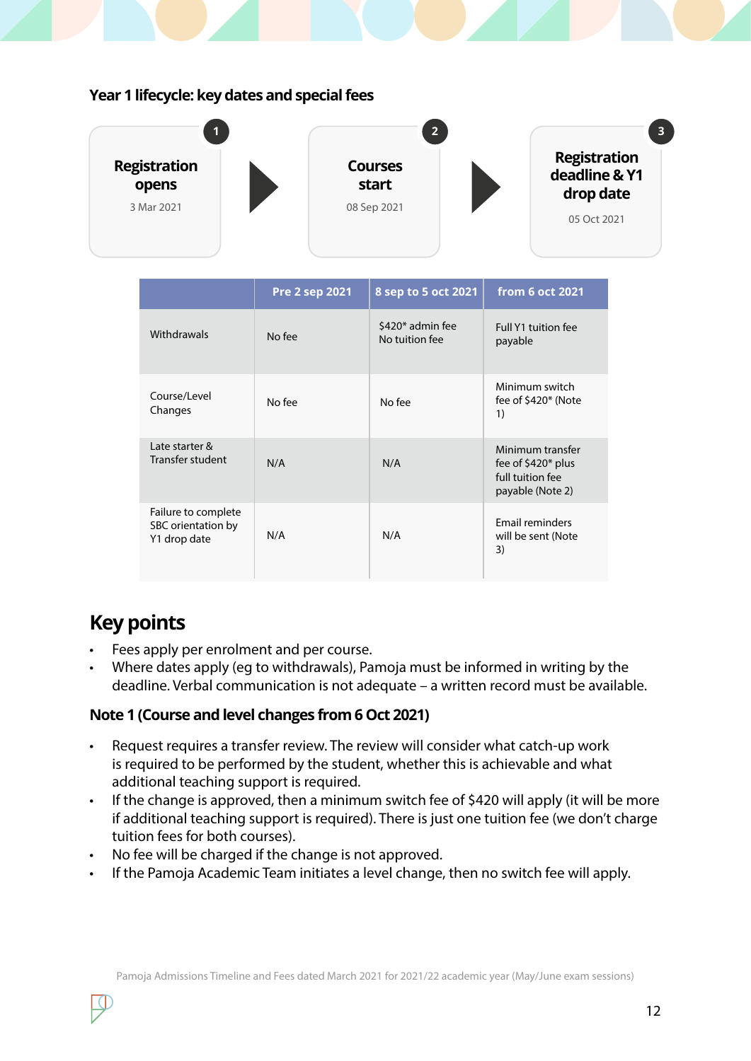### Year 1 lifecycle: key dates and special fees

1. **Registration opens** — 3 Mar 2021
2. **Courses start** — 08 Sep 2021
3. **Registration deadline & Y1 drop date** — 05 Oct 2021

| | Pre 2 sep 2021 | 8 sep to 5 oct 2021 | from 6 oct 2021 |
|---|---|---|---|
| Withdrawals | No fee | $420* admin fee<br>No tuition fee | Full Y1 tuition fee payable |
| Course/Level Changes | No fee | No fee | Minimum switch fee of $420* (Note 1) |
| Late starter & Transfer student | N/A | N/A | Minimum transfer fee of $420* plus full tuition fee payable (Note 2) |
| Failure to complete SBC orientation by Y1 drop date | N/A | N/A | Email reminders will be sent (Note 3) |

## Key points

- Fees apply per enrolment and per course.
- Where dates apply (eg to withdrawals), Pamoja must be informed in writing by the deadline. Verbal communication is not adequate – a written record must be available.

### Note 1 (Course and level changes from 6 Oct 2021)

- Request requires a transfer review. The review will consider what catch-up work is required to be performed by the student, whether this is achievable and what additional teaching support is required.
- If the change is approved, then a minimum switch fee of $420 will apply (it will be more if additional teaching support is required). There is just one tuition fee (we don't charge tuition fees for both courses).
- No fee will be charged if the change is not approved.
- If the Pamoja Academic Team initiates a level change, then no switch fee will apply.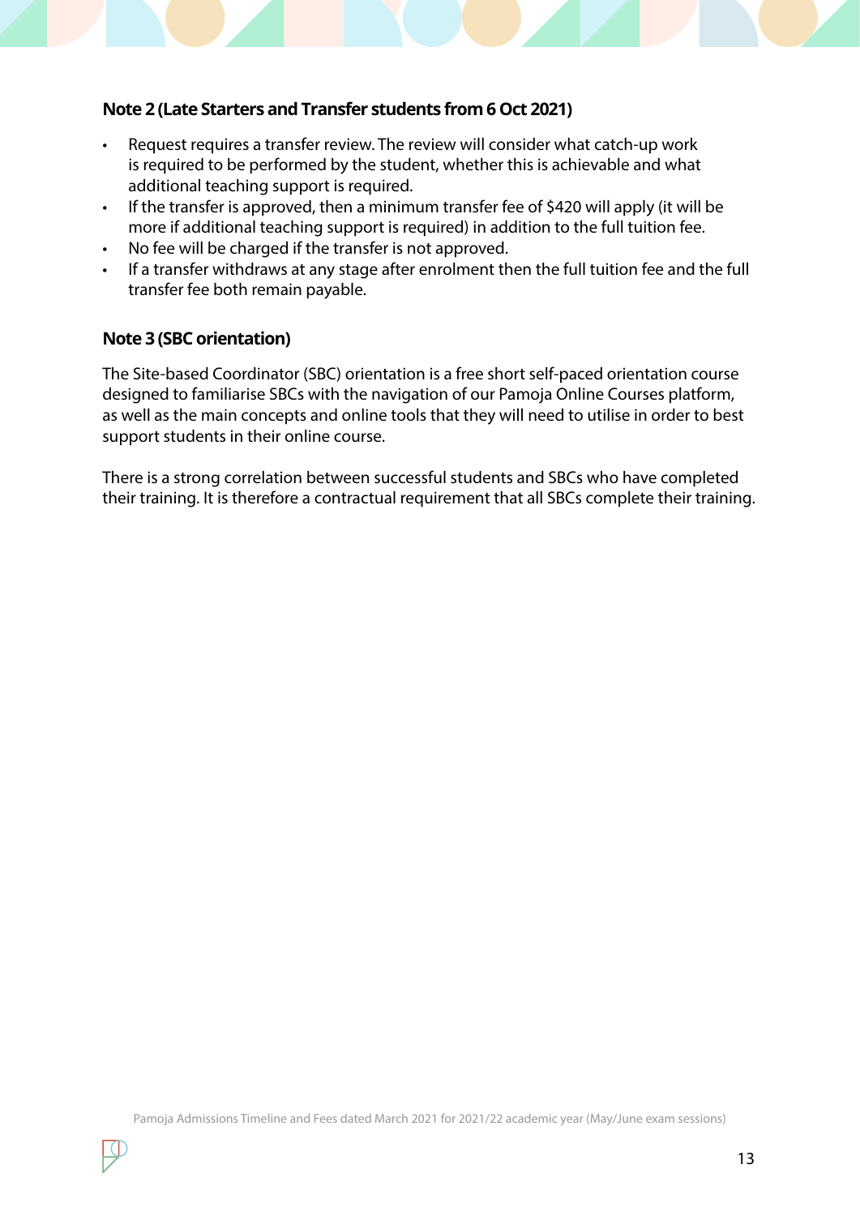### Note 2 (Late Starters and Transfer students from 6 Oct 2021)

- Request requires a transfer review. The review will consider what catch-up work is required to be performed by the student, whether this is achievable and what additional teaching support is required.
- If the transfer is approved, then a minimum transfer fee of $420 will apply (it will be more if additional teaching support is required) in addition to the full tuition fee.
- No fee will be charged if the transfer is not approved.
- If a transfer withdraws at any stage after enrolment then the full tuition fee and the full transfer fee both remain payable.

### Note 3 (SBC orientation)

The Site-based Coordinator (SBC) orientation is a free short self-paced orientation course designed to familiarise SBCs with the navigation of our Pamoja Online Courses platform, as well as the main concepts and online tools that they will need to utilise in order to best support students in their online course.

There is a strong correlation between successful students and SBCs who have completed their training. It is therefore a contractual requirement that all SBCs complete their training.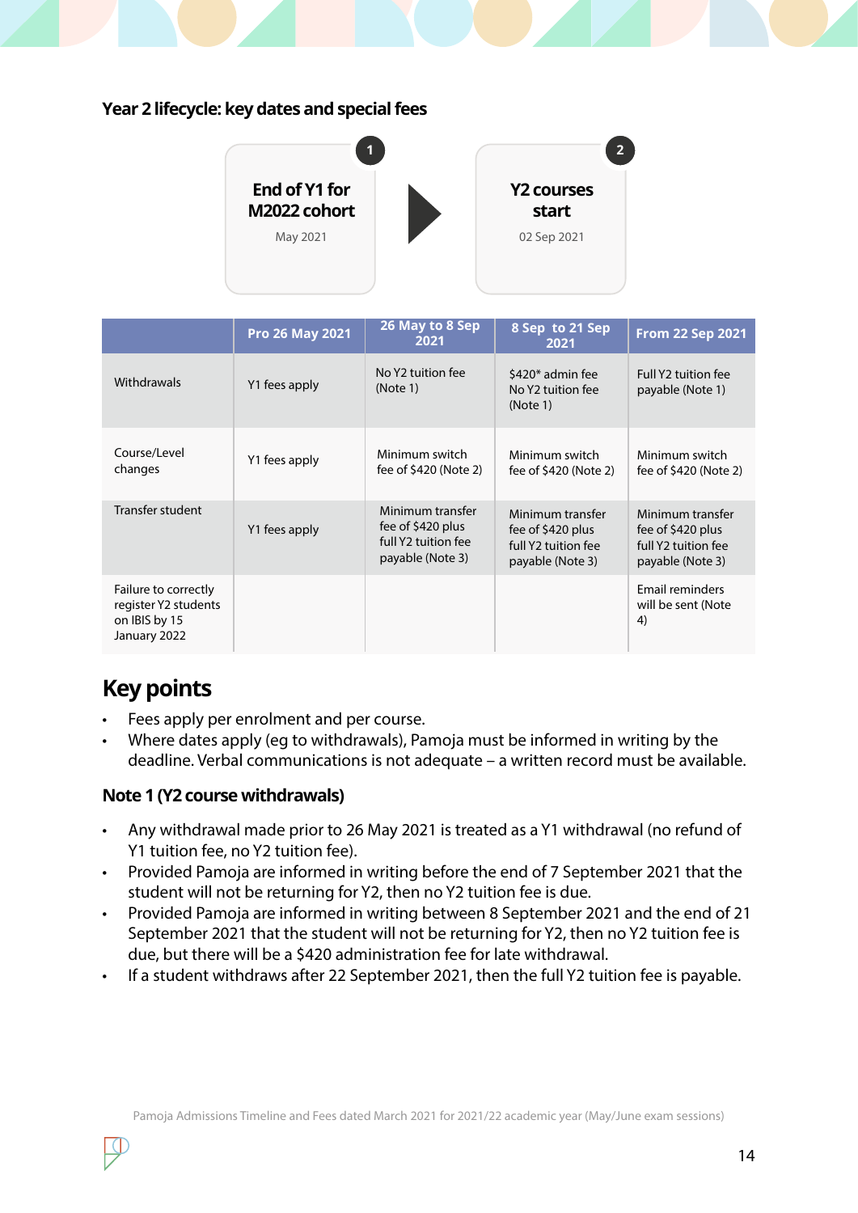### Year 2 lifecycle: key dates and special fees

1. **End of Y1 for M2022 cohort** — May 2021
2. **Y2 courses start** — 02 Sep 2021

| | Pro 26 May 2021 | 26 May to 8 Sep 2021 | 8 Sep to 21 Sep 2021 | From 22 Sep 2021 |
|---|---|---|---|---|
| Withdrawals | Y1 fees apply | No Y2 tuition fee (Note 1) | $420* admin fee No Y2 tuition fee (Note 1) | Full Y2 tuition fee payable (Note 1) |
| Course/Level changes | Y1 fees apply | Minimum switch fee of $420 (Note 2) | Minimum switch fee of $420 (Note 2) | Minimum switch fee of $420 (Note 2) |
| Transfer student | Y1 fees apply | Minimum transfer fee of $420 plus full Y2 tuition fee payable (Note 3) | Minimum transfer fee of $420 plus full Y2 tuition fee payable (Note 3) | Minimum transfer fee of $420 plus full Y2 tuition fee payable (Note 3) |
| Failure to correctly register Y2 students on IBIS by 15 January 2022 | | | | Email reminders will be sent (Note 4) |

# Key points

- Fees apply per enrolment and per course.
- Where dates apply (eg to withdrawals), Pamoja must be informed in writing by the deadline. Verbal communications is not adequate – a written record must be available.

### Note 1 (Y2 course withdrawals)

- Any withdrawal made prior to 26 May 2021 is treated as a Y1 withdrawal (no refund of Y1 tuition fee, no Y2 tuition fee).
- Provided Pamoja are informed in writing before the end of 7 September 2021 that the student will not be returning for Y2, then no Y2 tuition fee is due.
- Provided Pamoja are informed in writing between 8 September 2021 and the end of 21 September 2021 that the student will not be returning for Y2, then no Y2 tuition fee is due, but there will be a $420 administration fee for late withdrawal.
- If a student withdraws after 22 September 2021, then the full Y2 tuition fee is payable.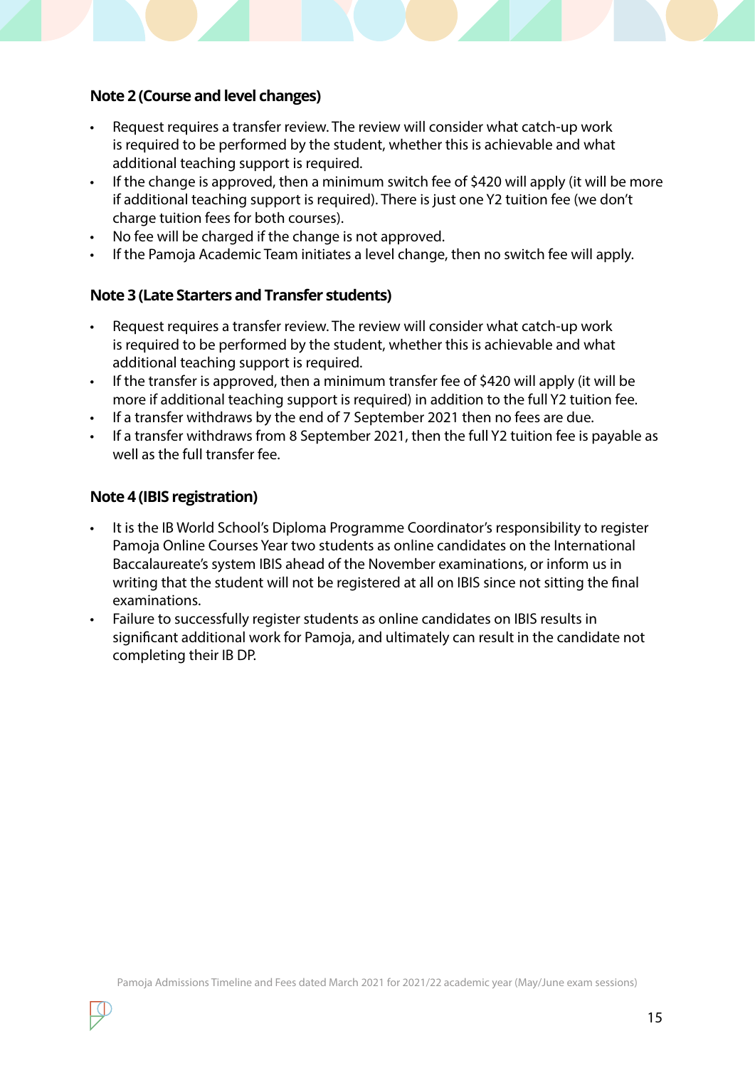### Note 2 (Course and level changes)

- Request requires a transfer review. The review will consider what catch-up work is required to be performed by the student, whether this is achievable and what additional teaching support is required.
- If the change is approved, then a minimum switch fee of $420 will apply (it will be more if additional teaching support is required). There is just one Y2 tuition fee (we don't charge tuition fees for both courses).
- No fee will be charged if the change is not approved.
- If the Pamoja Academic Team initiates a level change, then no switch fee will apply.

### Note 3 (Late Starters and Transfer students)

- Request requires a transfer review. The review will consider what catch-up work is required to be performed by the student, whether this is achievable and what additional teaching support is required.
- If the transfer is approved, then a minimum transfer fee of $420 will apply (it will be more if additional teaching support is required) in addition to the full Y2 tuition fee.
- If a transfer withdraws by the end of 7 September 2021 then no fees are due.
- If a transfer withdraws from 8 September 2021, then the full Y2 tuition fee is payable as well as the full transfer fee.

### Note 4 (IBIS registration)

- It is the IB World School's Diploma Programme Coordinator's responsibility to register Pamoja Online Courses Year two students as online candidates on the International Baccalaureate's system IBIS ahead of the November examinations, or inform us in writing that the student will not be registered at all on IBIS since not sitting the final examinations.
- Failure to successfully register students as online candidates on IBIS results in significant additional work for Pamoja, and ultimately can result in the candidate not completing their IB DP.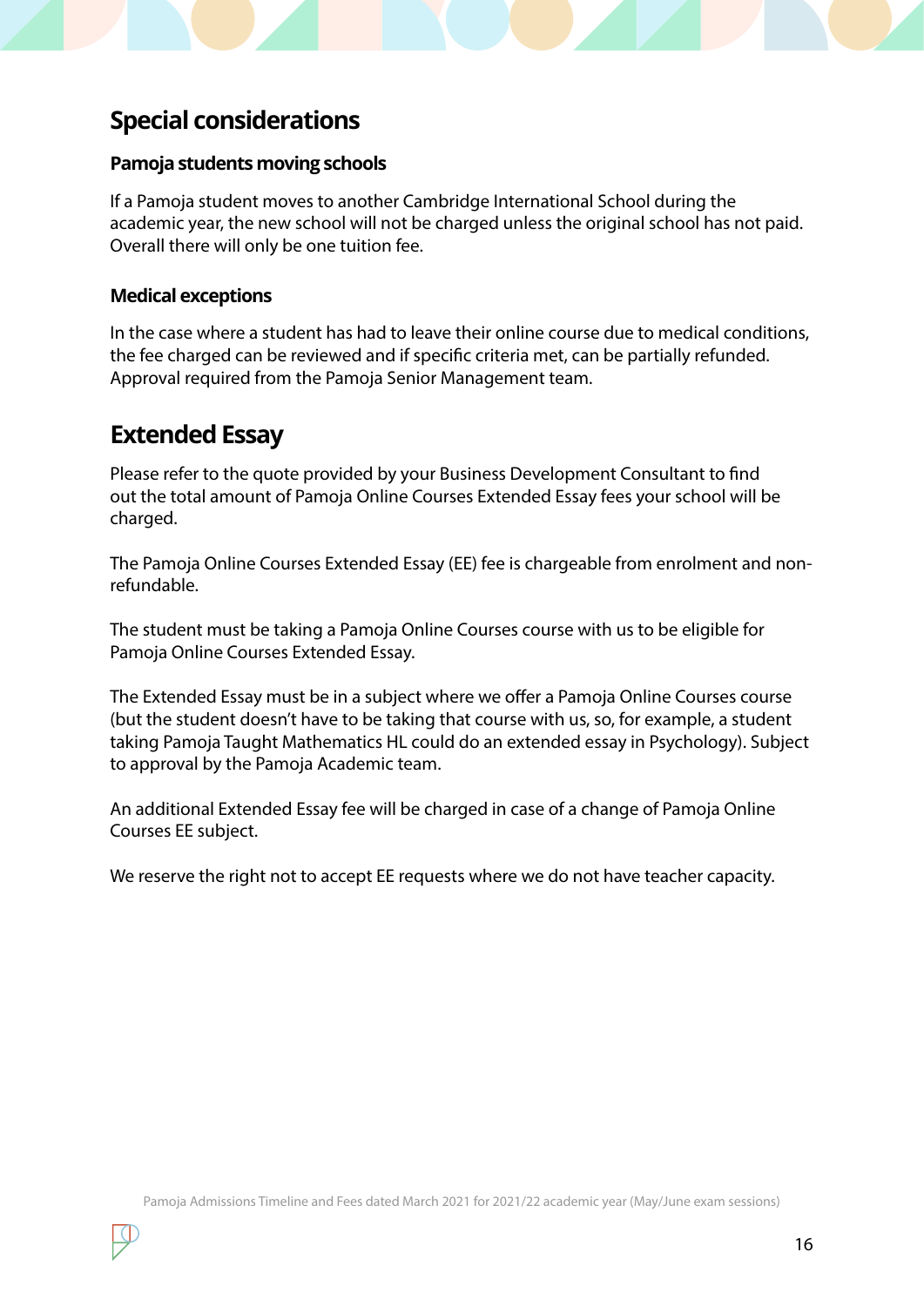## Special considerations

### Pamoja students moving schools

If a Pamoja student moves to another Cambridge International School during the academic year, the new school will not be charged unless the original school has not paid. Overall there will only be one tuition fee.

### Medical exceptions

In the case where a student has had to leave their online course due to medical conditions, the fee charged can be reviewed and if specific criteria met, can be partially refunded. Approval required from the Pamoja Senior Management team.

## Extended Essay

Please refer to the quote provided by your Business Development Consultant to find out the total amount of Pamoja Online Courses Extended Essay fees your school will be charged.

The Pamoja Online Courses Extended Essay (EE) fee is chargeable from enrolment and non-refundable.

The student must be taking a Pamoja Online Courses course with us to be eligible for Pamoja Online Courses Extended Essay.

The Extended Essay must be in a subject where we offer a Pamoja Online Courses course (but the student doesn't have to be taking that course with us, so, for example, a student taking Pamoja Taught Mathematics HL could do an extended essay in Psychology). Subject to approval by the Pamoja Academic team.

An additional Extended Essay fee will be charged in case of a change of Pamoja Online Courses EE subject.

We reserve the right not to accept EE requests where we do not have teacher capacity.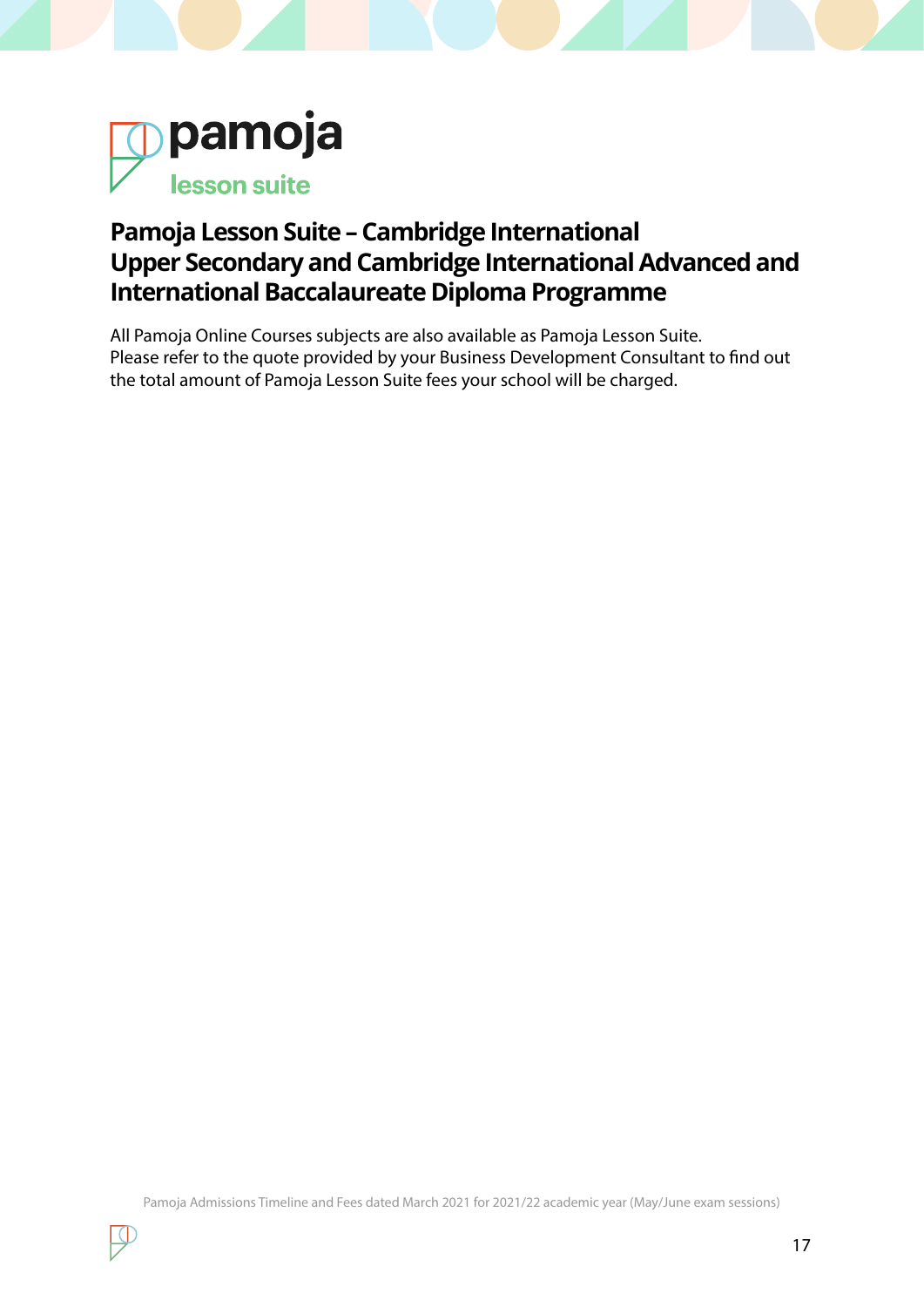pamoja

lesson suite

## Pamoja Lesson Suite – Cambridge International Upper Secondary and Cambridge International Advanced and International Baccalaureate Diploma Programme

All Pamoja Online Courses subjects are also available as Pamoja Lesson Suite.
Please refer to the quote provided by your Business Development Consultant to find out the total amount of Pamoja Lesson Suite fees your school will be charged.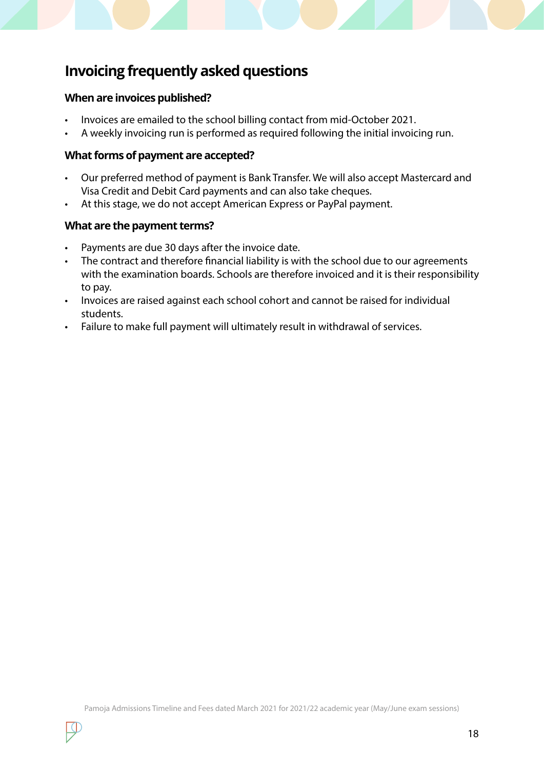## Invoicing frequently asked questions

### When are invoices published?

- Invoices are emailed to the school billing contact from mid-October 2021.
- A weekly invoicing run is performed as required following the initial invoicing run.

### What forms of payment are accepted?

- Our preferred method of payment is Bank Transfer. We will also accept Mastercard and Visa Credit and Debit Card payments and can also take cheques.
- At this stage, we do not accept American Express or PayPal payment.

### What are the payment terms?

- Payments are due 30 days after the invoice date.
- The contract and therefore financial liability is with the school due to our agreements with the examination boards. Schools are therefore invoiced and it is their responsibility to pay.
- Invoices are raised against each school cohort and cannot be raised for individual students.
- Failure to make full payment will ultimately result in withdrawal of services.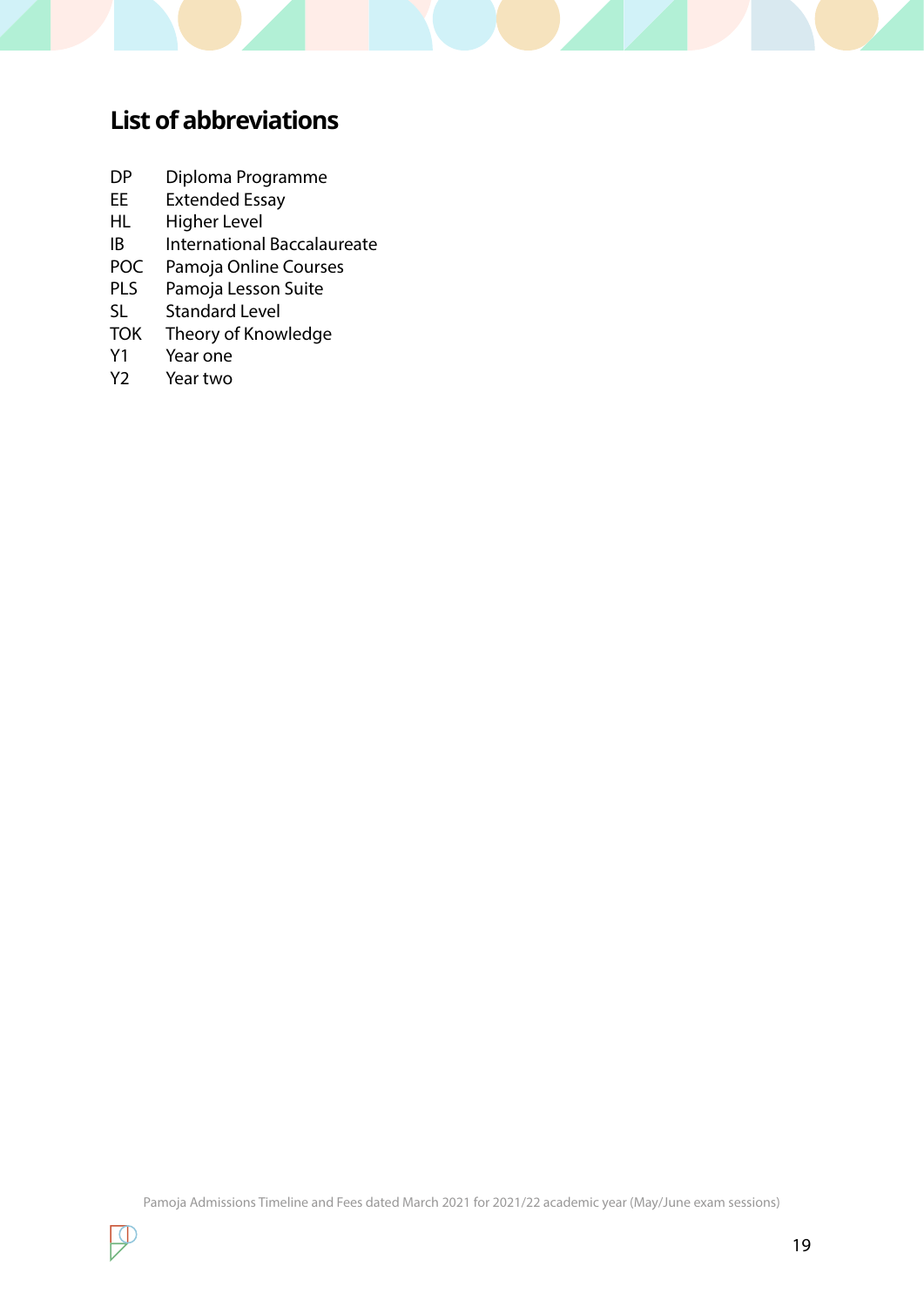## List of abbreviations

| | |
|---|---|
| DP | Diploma Programme |
| EE | Extended Essay |
| HL | Higher Level |
| IB | International Baccalaureate |
| POC | Pamoja Online Courses |
| PLS | Pamoja Lesson Suite |
| SL | Standard Level |
| TOK | Theory of Knowledge |
| Y1 | Year one |
| Y2 | Year two |